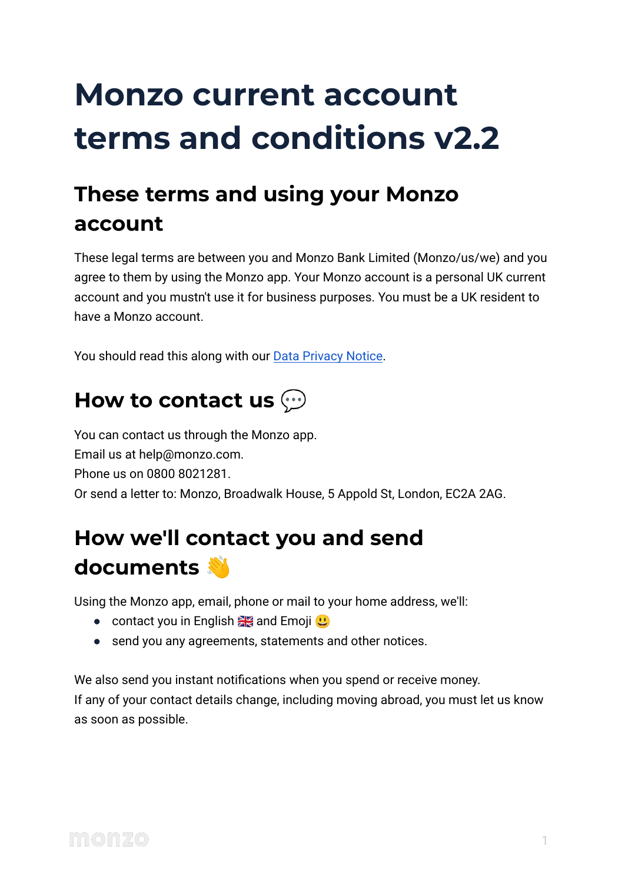# Monzo current account terms and conditions v2.2

## These terms and using your Monzo account

These legal terms are between you and Monzo Bank Limited (Monzo/us/we) and you agree to them by using the Monzo app. Your Monzo account is a personal UK current account and you mustn't use it for business purposes. You must be a UK resident to have a Monzo account.

You should read this along with our [Data Privacy Notice](Data Privacy Notice).

## How to contact us 💬

You can contact us through the Monzo app.
Email us at help@monzo.com.
Phone us on 0800 8021281.
Or send a letter to: Monzo, Broadwalk House, 5 Appold St, London, EC2A 2AG.

## How we'll contact you and send documents 👋

Using the Monzo app, email, phone or mail to your home address, we'll:

- contact you in English 🇬🇧 and Emoji 😃
- send you any agreements, statements and other notices.

We also send you instant notifications when you spend or receive money.
If any of your contact details change, including moving abroad, you must let us know as soon as possible.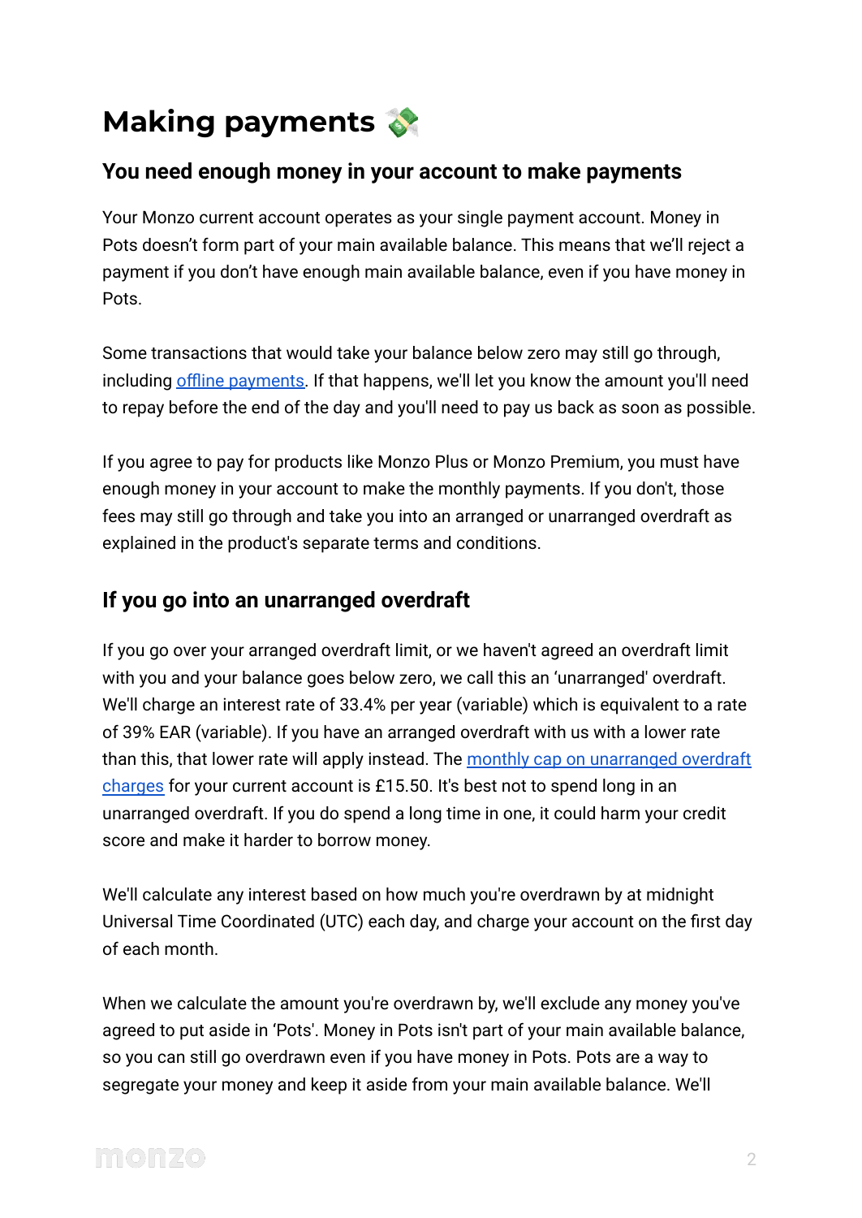# Making payments 💸

## You need enough money in your account to make payments

Your Monzo current account operates as your single payment account. Money in Pots doesn't form part of your main available balance. This means that we'll reject a payment if you don't have enough main available balance, even if you have money in Pots.

Some transactions that would take your balance below zero may still go through, including [offline payments](). If that happens, we'll let you know the amount you'll need to repay before the end of the day and you'll need to pay us back as soon as possible.

If you agree to pay for products like Monzo Plus or Monzo Premium, you must have enough money in your account to make the monthly payments. If you don't, those fees may still go through and take you into an arranged or unarranged overdraft as explained in the product's separate terms and conditions.

## If you go into an unarranged overdraft

If you go over your arranged overdraft limit, or we haven't agreed an overdraft limit with you and your balance goes below zero, we call this an 'unarranged' overdraft. We'll charge an interest rate of 33.4% per year (variable) which is equivalent to a rate of 39% EAR (variable). If you have an arranged overdraft with us with a lower rate than this, that lower rate will apply instead. The [monthly cap on unarranged overdraft charges]() for your current account is £15.50. It's best not to spend long in an unarranged overdraft. If you do spend a long time in one, it could harm your credit score and make it harder to borrow money.

We'll calculate any interest based on how much you're overdrawn by at midnight Universal Time Coordinated (UTC) each day, and charge your account on the first day of each month.

When we calculate the amount you're overdrawn by, we'll exclude any money you've agreed to put aside in 'Pots'. Money in Pots isn't part of your main available balance, so you can still go overdrawn even if you have money in Pots. Pots are a way to segregate your money and keep it aside from your main available balance. We'll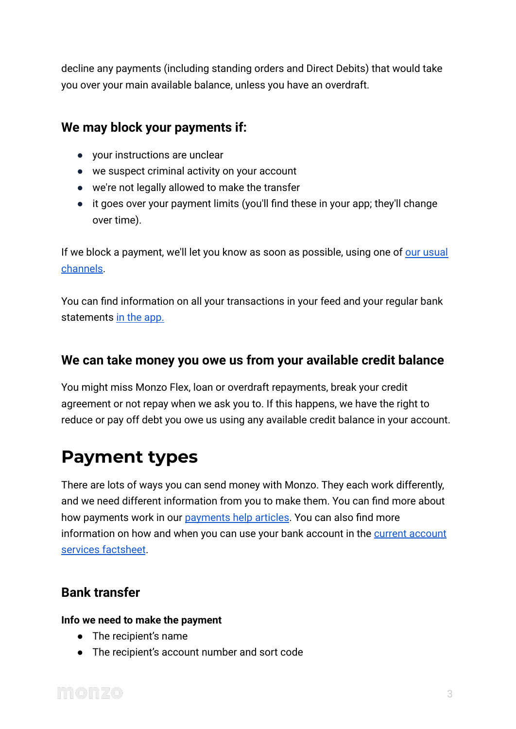decline any payments (including standing orders and Direct Debits) that would take you over your main available balance, unless you have an overdraft.

### We may block your payments if:

- your instructions are unclear
- we suspect criminal activity on your account
- we're not legally allowed to make the transfer
- it goes over your payment limits (you'll find these in your app; they'll change over time).

If we block a payment, we'll let you know as soon as possible, using one of our usual channels.

You can find information on all your transactions in your feed and your regular bank statements in the app.

### We can take money you owe us from your available credit balance

You might miss Monzo Flex, loan or overdraft repayments, break your credit agreement or not repay when we ask you to. If this happens, we have the right to reduce or pay off debt you owe us using any available credit balance in your account.

# Payment types

There are lots of ways you can send money with Monzo. They each work differently, and we need different information from you to make them. You can find more about how payments work in our payments help articles. You can also find more information on how and when you can use your bank account in the current account services factsheet.

### Bank transfer

**Info we need to make the payment**

- The recipient's name
- The recipient's account number and sort code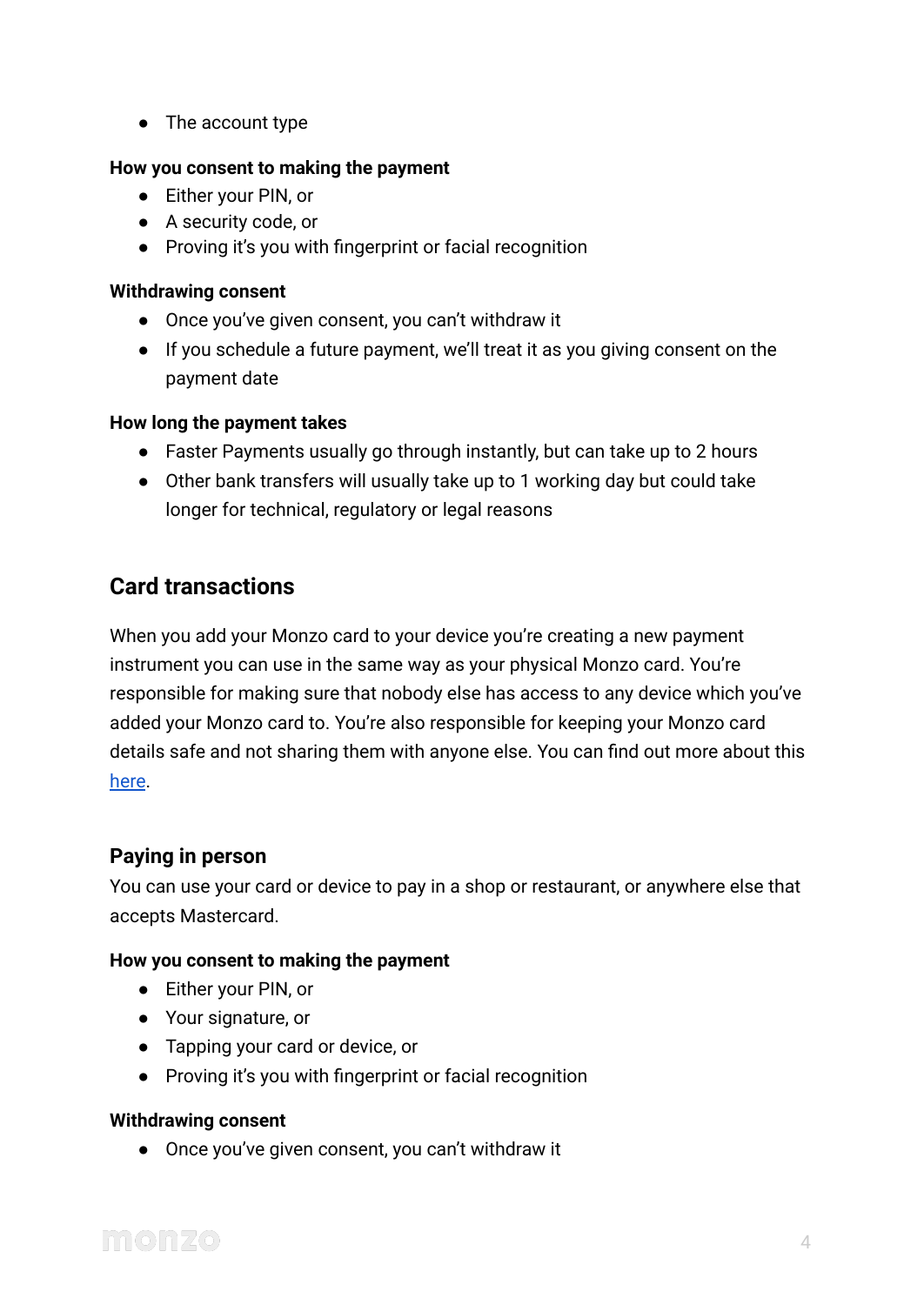- The account type

**How you consent to making the payment**

- Either your PIN, or
- A security code, or
- Proving it's you with fingerprint or facial recognition

**Withdrawing consent**

- Once you've given consent, you can't withdraw it
- If you schedule a future payment, we'll treat it as you giving consent on the payment date

**How long the payment takes**

- Faster Payments usually go through instantly, but can take up to 2 hours
- Other bank transfers will usually take up to 1 working day but could take longer for technical, regulatory or legal reasons

## Card transactions

When you add your Monzo card to your device you're creating a new payment instrument you can use in the same way as your physical Monzo card. You're responsible for making sure that nobody else has access to any device which you've added your Monzo card to. You're also responsible for keeping your Monzo card details safe and not sharing them with anyone else. You can find out more about this here.

### Paying in person

You can use your card or device to pay in a shop or restaurant, or anywhere else that accepts Mastercard.

**How you consent to making the payment**

- Either your PIN, or
- Your signature, or
- Tapping your card or device, or
- Proving it's you with fingerprint or facial recognition

**Withdrawing consent**

- Once you've given consent, you can't withdraw it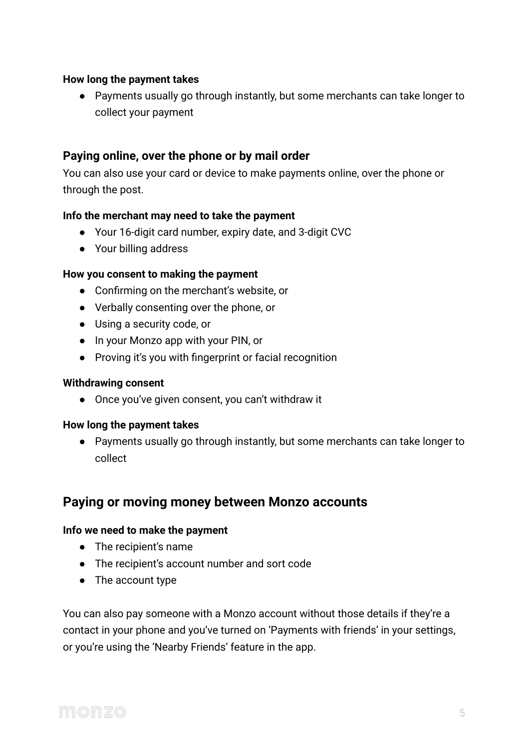**How long the payment takes**

- Payments usually go through instantly, but some merchants can take longer to collect your payment

### Paying online, over the phone or by mail order

You can also use your card or device to make payments online, over the phone or through the post.

**Info the merchant may need to take the payment**

- Your 16-digit card number, expiry date, and 3-digit CVC
- Your billing address

**How you consent to making the payment**

- Confirming on the merchant's website, or
- Verbally consenting over the phone, or
- Using a security code, or
- In your Monzo app with your PIN, or
- Proving it's you with fingerprint or facial recognition

**Withdrawing consent**

- Once you've given consent, you can't withdraw it

**How long the payment takes**

- Payments usually go through instantly, but some merchants can take longer to collect

## Paying or moving money between Monzo accounts

**Info we need to make the payment**

- The recipient's name
- The recipient's account number and sort code
- The account type

You can also pay someone with a Monzo account without those details if they're a contact in your phone and you've turned on 'Payments with friends' in your settings, or you're using the 'Nearby Friends' feature in the app.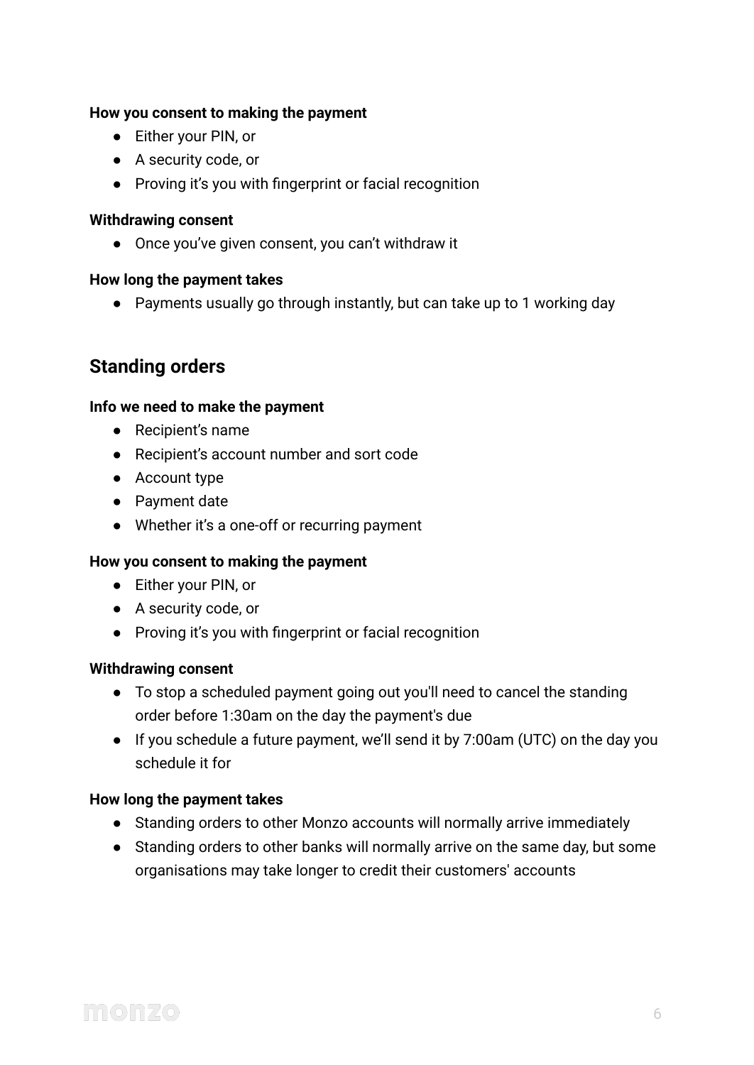**How you consent to making the payment**

- Either your PIN, or
- A security code, or
- Proving it's you with fingerprint or facial recognition

**Withdrawing consent**

- Once you've given consent, you can't withdraw it

**How long the payment takes**

- Payments usually go through instantly, but can take up to 1 working day

## Standing orders

**Info we need to make the payment**

- Recipient's name
- Recipient's account number and sort code
- Account type
- Payment date
- Whether it's a one-off or recurring payment

**How you consent to making the payment**

- Either your PIN, or
- A security code, or
- Proving it's you with fingerprint or facial recognition

**Withdrawing consent**

- To stop a scheduled payment going out you'll need to cancel the standing order before 1:30am on the day the payment's due
- If you schedule a future payment, we'll send it by 7:00am (UTC) on the day you schedule it for

**How long the payment takes**

- Standing orders to other Monzo accounts will normally arrive immediately
- Standing orders to other banks will normally arrive on the same day, but some organisations may take longer to credit their customers' accounts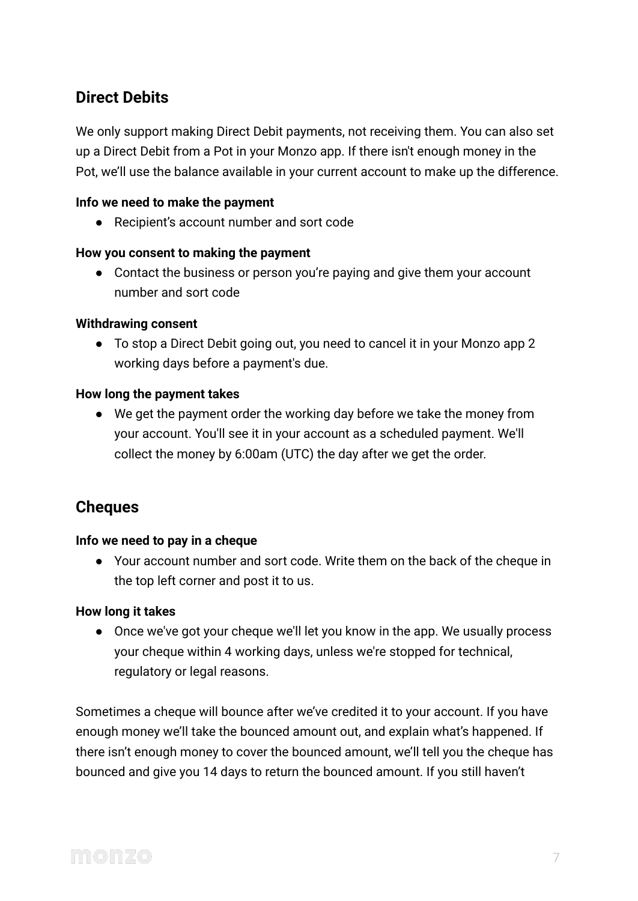## Direct Debits

We only support making Direct Debit payments, not receiving them. You can also set up a Direct Debit from a Pot in your Monzo app. If there isn't enough money in the Pot, we'll use the balance available in your current account to make up the difference.

**Info we need to make the payment**

- Recipient's account number and sort code

**How you consent to making the payment**

- Contact the business or person you're paying and give them your account number and sort code

**Withdrawing consent**

- To stop a Direct Debit going out, you need to cancel it in your Monzo app 2 working days before a payment's due.

**How long the payment takes**

- We get the payment order the working day before we take the money from your account. You'll see it in your account as a scheduled payment. We'll collect the money by 6:00am (UTC) the day after we get the order.

## Cheques

**Info we need to pay in a cheque**

- Your account number and sort code. Write them on the back of the cheque in the top left corner and post it to us.

**How long it takes**

- Once we've got your cheque we'll let you know in the app. We usually process your cheque within 4 working days, unless we're stopped for technical, regulatory or legal reasons.

Sometimes a cheque will bounce after we've credited it to your account. If you have enough money we'll take the bounced amount out, and explain what's happened. If there isn't enough money to cover the bounced amount, we'll tell you the cheque has bounced and give you 14 days to return the bounced amount. If you still haven't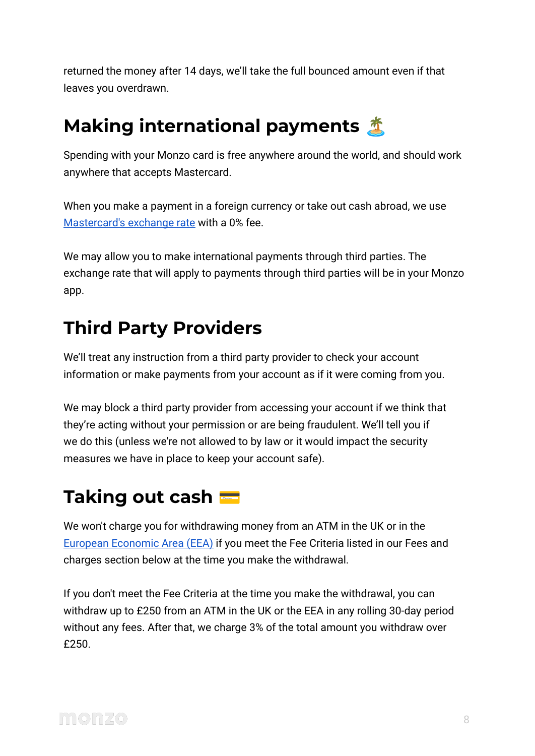returned the money after 14 days, we'll take the full bounced amount even if that leaves you overdrawn.

## Making international payments 🏝️

Spending with your Monzo card is free anywhere around the world, and should work anywhere that accepts Mastercard.

When you make a payment in a foreign currency or take out cash abroad, we use [Mastercard's exchange rate] with a 0% fee.

We may allow you to make international payments through third parties. The exchange rate that will apply to payments through third parties will be in your Monzo app.

## Third Party Providers

We'll treat any instruction from a third party provider to check your account information or make payments from your account as if it were coming from you.

We may block a third party provider from accessing your account if we think that they're acting without your permission or are being fraudulent. We'll tell you if we do this (unless we're not allowed to by law or it would impact the security measures we have in place to keep your account safe).

## Taking out cash 💳

We won't charge you for withdrawing money from an ATM in the UK or in the [European Economic Area (EEA)] if you meet the Fee Criteria listed in our Fees and charges section below at the time you make the withdrawal.

If you don't meet the Fee Criteria at the time you make the withdrawal, you can withdraw up to £250 from an ATM in the UK or the EEA in any rolling 30-day period without any fees. After that, we charge 3% of the total amount you withdraw over £250.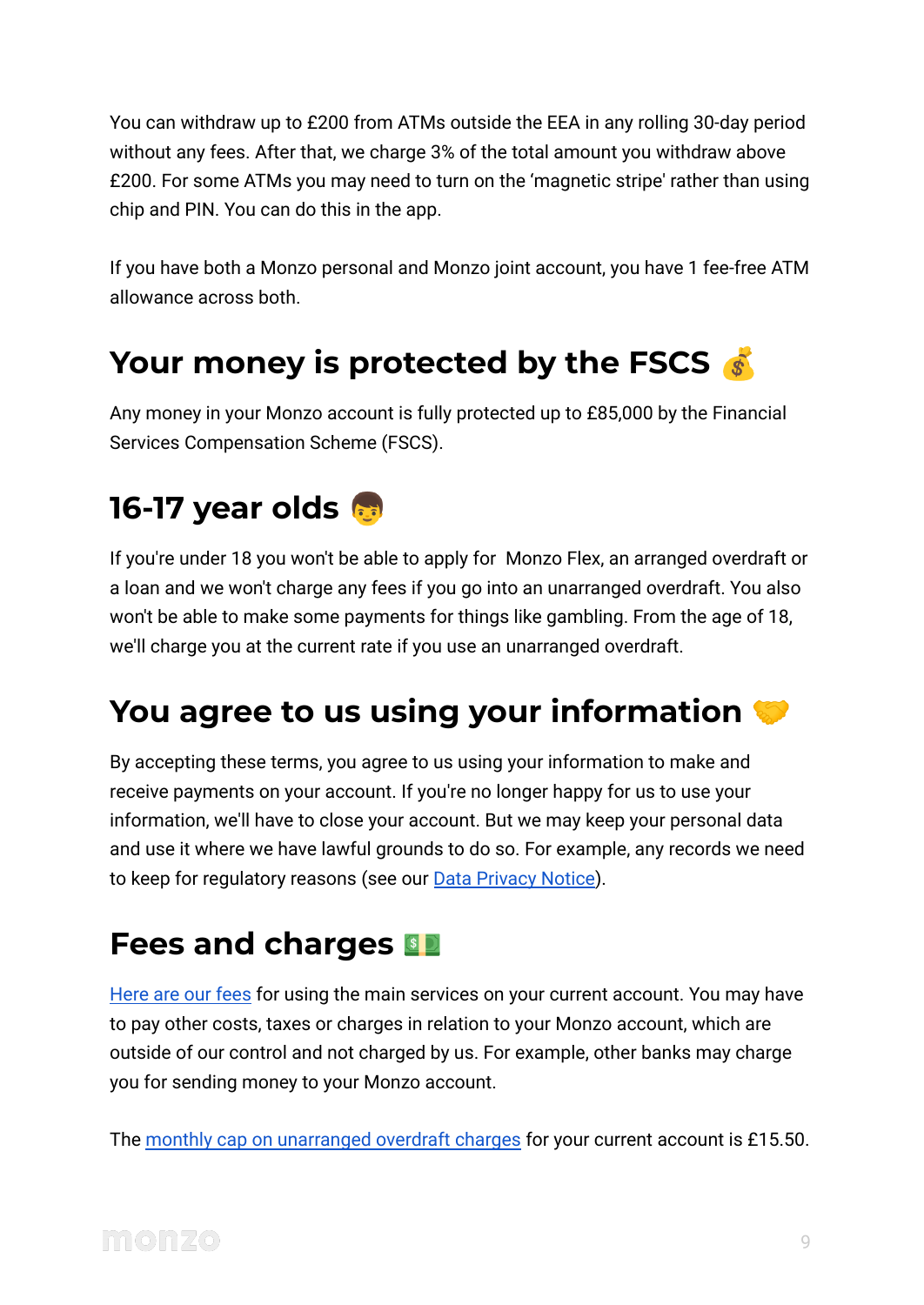You can withdraw up to £200 from ATMs outside the EEA in any rolling 30-day period without any fees. After that, we charge 3% of the total amount you withdraw above £200. For some ATMs you may need to turn on the 'magnetic stripe' rather than using chip and PIN. You can do this in the app.

If you have both a Monzo personal and Monzo joint account, you have 1 fee-free ATM allowance across both.

## Your money is protected by the FSCS 💰

Any money in your Monzo account is fully protected up to £85,000 by the Financial Services Compensation Scheme (FSCS).

## 16-17 year olds 👦

If you're under 18 you won't be able to apply for Monzo Flex, an arranged overdraft or a loan and we won't charge any fees if you go into an unarranged overdraft. You also won't be able to make some payments for things like gambling. From the age of 18, we'll charge you at the current rate if you use an unarranged overdraft.

## You agree to us using your information 🤝

By accepting these terms, you agree to us using your information to make and receive payments on your account. If you're no longer happy for us to use your information, we'll have to close your account. But we may keep your personal data and use it where we have lawful grounds to do so. For example, any records we need to keep for regulatory reasons (see our Data Privacy Notice).

## Fees and charges 💵

Here are our fees for using the main services on your current account. You may have to pay other costs, taxes or charges in relation to your Monzo account, which are outside of our control and not charged by us. For example, other banks may charge you for sending money to your Monzo account.

The monthly cap on unarranged overdraft charges for your current account is £15.50.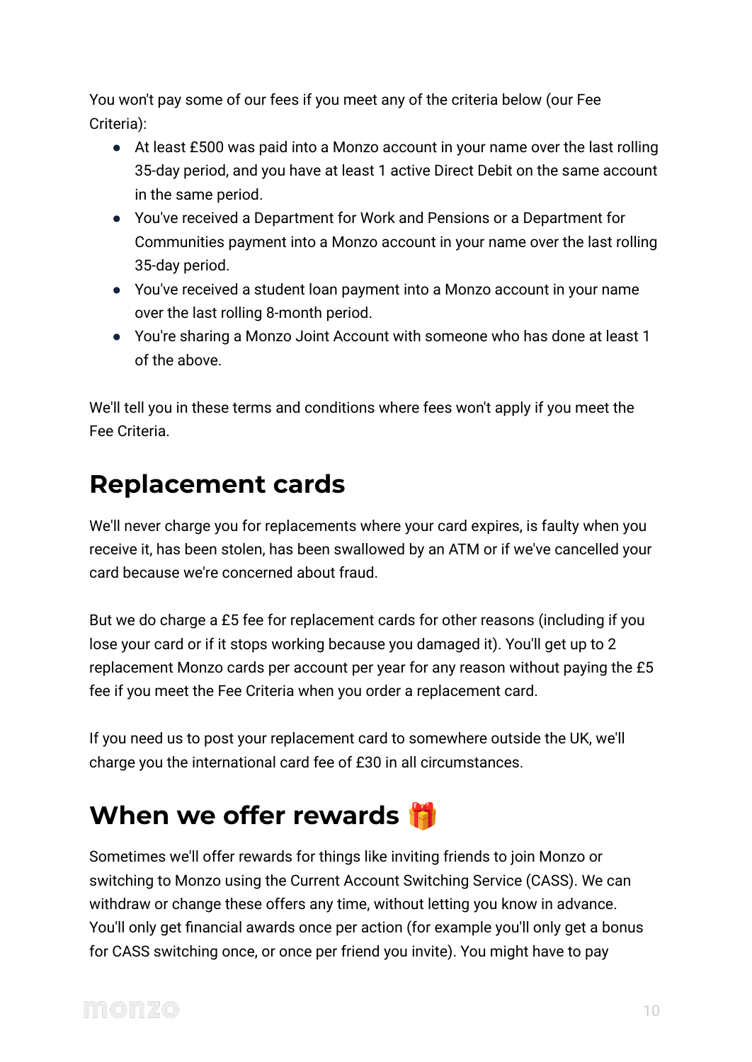You won't pay some of our fees if you meet any of the criteria below (our Fee Criteria):

- At least £500 was paid into a Monzo account in your name over the last rolling 35-day period, and you have at least 1 active Direct Debit on the same account in the same period.
- You've received a Department for Work and Pensions or a Department for Communities payment into a Monzo account in your name over the last rolling 35-day period.
- You've received a student loan payment into a Monzo account in your name over the last rolling 8-month period.
- You're sharing a Monzo Joint Account with someone who has done at least 1 of the above.

We'll tell you in these terms and conditions where fees won't apply if you meet the Fee Criteria.

## Replacement cards

We'll never charge you for replacements where your card expires, is faulty when you receive it, has been stolen, has been swallowed by an ATM or if we've cancelled your card because we're concerned about fraud.

But we do charge a £5 fee for replacement cards for other reasons (including if you lose your card or if it stops working because you damaged it). You'll get up to 2 replacement Monzo cards per account per year for any reason without paying the £5 fee if you meet the Fee Criteria when you order a replacement card.

If you need us to post your replacement card to somewhere outside the UK, we'll charge you the international card fee of £30 in all circumstances.

## When we offer rewards 🎁

Sometimes we'll offer rewards for things like inviting friends to join Monzo or switching to Monzo using the Current Account Switching Service (CASS). We can withdraw or change these offers any time, without letting you know in advance. You'll only get financial awards once per action (for example you'll only get a bonus for CASS switching once, or once per friend you invite). You might have to pay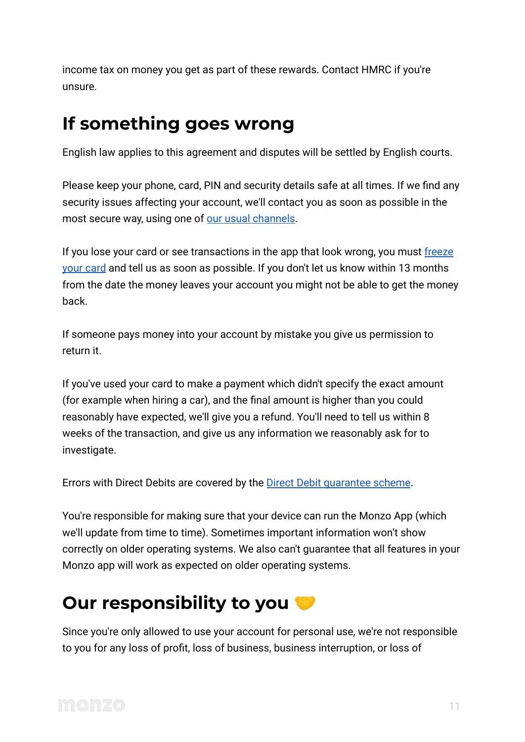income tax on money you get as part of these rewards. Contact HMRC if you're unsure.

# If something goes wrong

English law applies to this agreement and disputes will be settled by English courts.

Please keep your phone, card, PIN and security details safe at all times. If we find any security issues affecting your account, we'll contact you as soon as possible in the most secure way, using one of our usual channels.

If you lose your card or see transactions in the app that look wrong, you must freeze your card and tell us as soon as possible. If you don't let us know within 13 months from the date the money leaves your account you might not be able to get the money back.

If someone pays money into your account by mistake you give us permission to return it.

If you've used your card to make a payment which didn't specify the exact amount (for example when hiring a car), and the final amount is higher than you could reasonably have expected, we'll give you a refund. You'll need to tell us within 8 weeks of the transaction, and give us any information we reasonably ask for to investigate.

Errors with Direct Debits are covered by the Direct Debit guarantee scheme.

You're responsible for making sure that your device can run the Monzo App (which we'll update from time to time). Sometimes important information won't show correctly on older operating systems. We also can't guarantee that all features in your Monzo app will work as expected on older operating systems.

# Our responsibility to you 🤝

Since you're only allowed to use your account for personal use, we're not responsible to you for any loss of profit, loss of business, business interruption, or loss of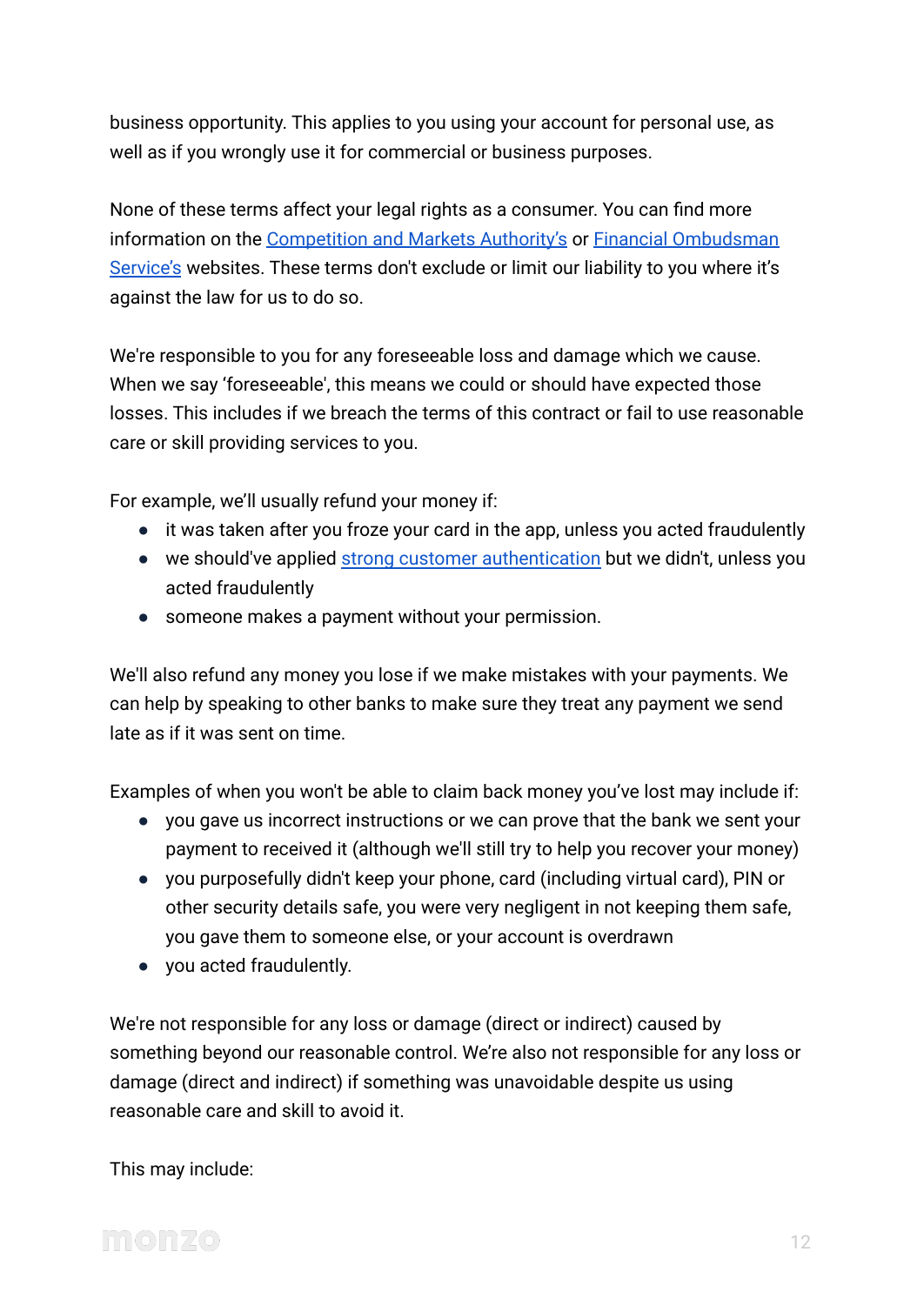business opportunity. This applies to you using your account for personal use, as well as if you wrongly use it for commercial or business purposes.

None of these terms affect your legal rights as a consumer. You can find more information on the Competition and Markets Authority's or Financial Ombudsman Service's websites. These terms don't exclude or limit our liability to you where it's against the law for us to do so.

We're responsible to you for any foreseeable loss and damage which we cause. When we say 'foreseeable', this means we could or should have expected those losses. This includes if we breach the terms of this contract or fail to use reasonable care or skill providing services to you.

For example, we'll usually refund your money if:

- it was taken after you froze your card in the app, unless you acted fraudulently
- we should've applied strong customer authentication but we didn't, unless you acted fraudulently
- someone makes a payment without your permission.

We'll also refund any money you lose if we make mistakes with your payments. We can help by speaking to other banks to make sure they treat any payment we send late as if it was sent on time.

Examples of when you won't be able to claim back money you've lost may include if:

- you gave us incorrect instructions or we can prove that the bank we sent your payment to received it (although we'll still try to help you recover your money)
- you purposefully didn't keep your phone, card (including virtual card), PIN or other security details safe, you were very negligent in not keeping them safe, you gave them to someone else, or your account is overdrawn
- you acted fraudulently.

We're not responsible for any loss or damage (direct or indirect) caused by something beyond our reasonable control. We're also not responsible for any loss or damage (direct and indirect) if something was unavoidable despite us using reasonable care and skill to avoid it.

This may include: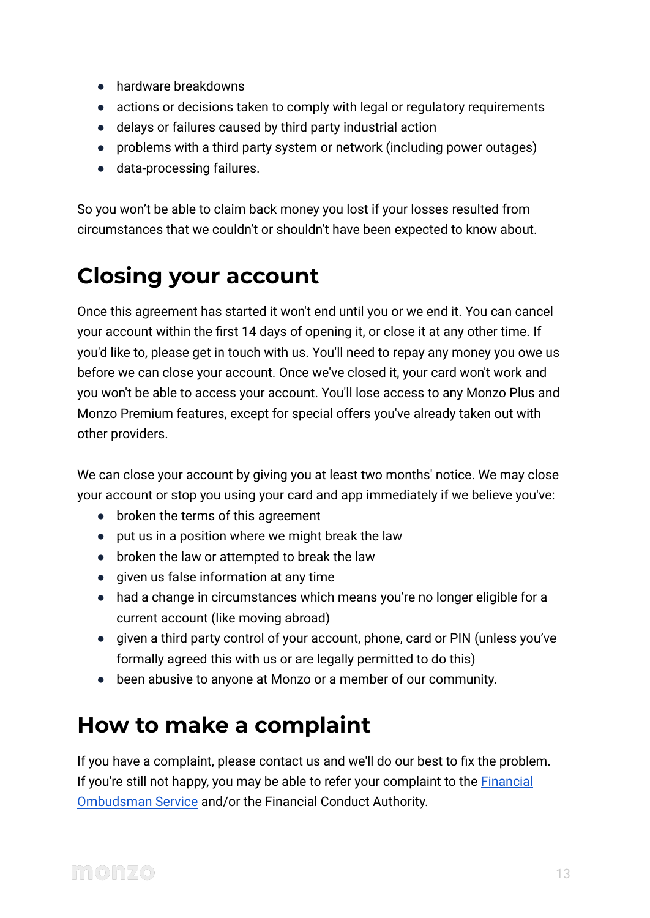- hardware breakdowns
- actions or decisions taken to comply with legal or regulatory requirements
- delays or failures caused by third party industrial action
- problems with a third party system or network (including power outages)
- data-processing failures.

So you won't be able to claim back money you lost if your losses resulted from circumstances that we couldn't or shouldn't have been expected to know about.

# Closing your account

Once this agreement has started it won't end until you or we end it. You can cancel your account within the first 14 days of opening it, or close it at any other time. If you'd like to, please get in touch with us. You'll need to repay any money you owe us before we can close your account. Once we've closed it, your card won't work and you won't be able to access your account. You'll lose access to any Monzo Plus and Monzo Premium features, except for special offers you've already taken out with other providers.

We can close your account by giving you at least two months' notice. We may close your account or stop you using your card and app immediately if we believe you've:

- broken the terms of this agreement
- put us in a position where we might break the law
- broken the law or attempted to break the law
- given us false information at any time
- had a change in circumstances which means you're no longer eligible for a current account (like moving abroad)
- given a third party control of your account, phone, card or PIN (unless you've formally agreed this with us or are legally permitted to do this)
- been abusive to anyone at Monzo or a member of our community.

# How to make a complaint

If you have a complaint, please contact us and we'll do our best to fix the problem. If you're still not happy, you may be able to refer your complaint to the Financial Ombudsman Service and/or the Financial Conduct Authority.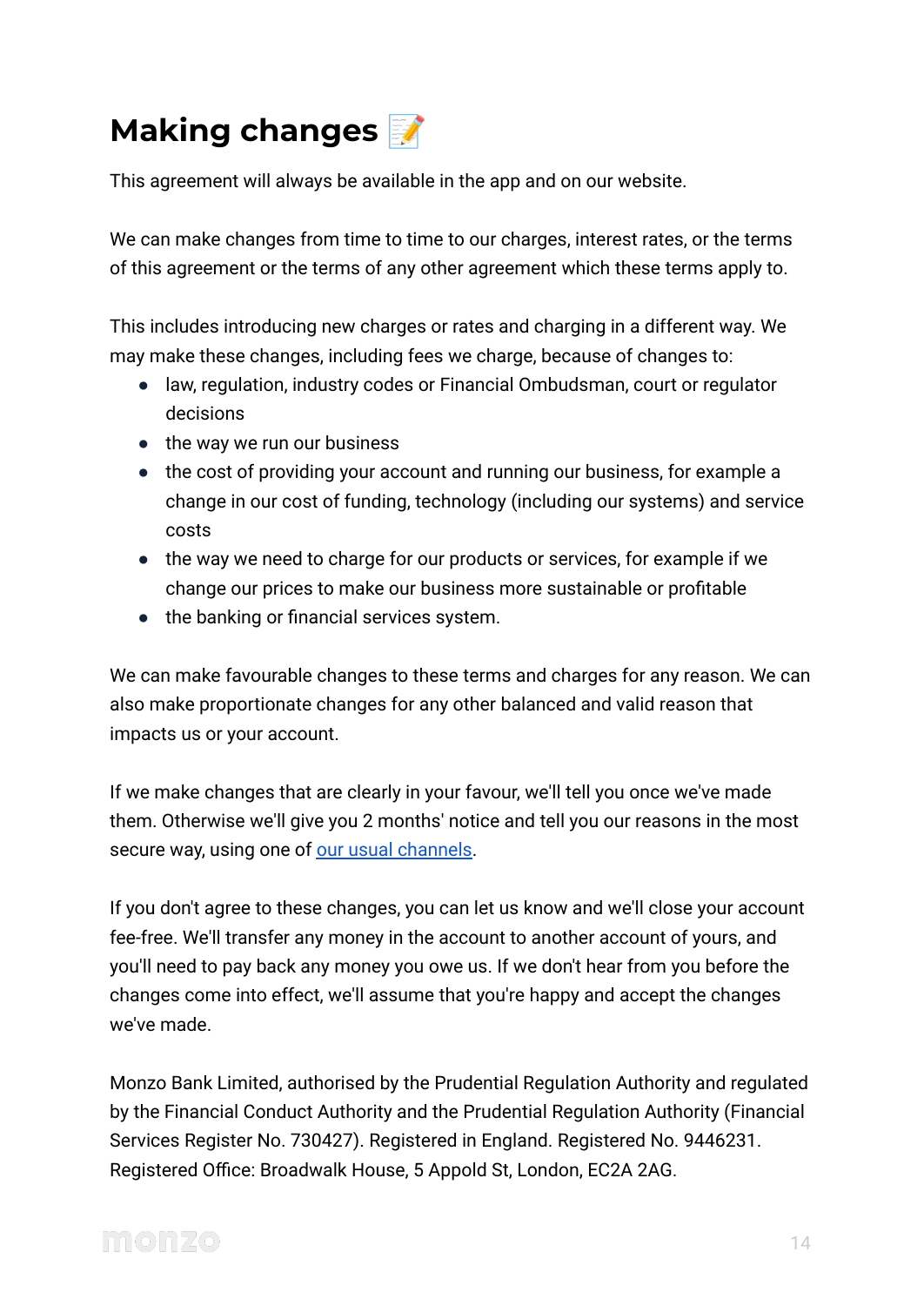# Making changes 📝

This agreement will always be available in the app and on our website.

We can make changes from time to time to our charges, interest rates, or the terms of this agreement or the terms of any other agreement which these terms apply to.

This includes introducing new charges or rates and charging in a different way. We may make these changes, including fees we charge, because of changes to:

- law, regulation, industry codes or Financial Ombudsman, court or regulator decisions
- the way we run our business
- the cost of providing your account and running our business, for example a change in our cost of funding, technology (including our systems) and service costs
- the way we need to charge for our products or services, for example if we change our prices to make our business more sustainable or profitable
- the banking or financial services system.

We can make favourable changes to these terms and charges for any reason. We can also make proportionate changes for any other balanced and valid reason that impacts us or your account.

If we make changes that are clearly in your favour, we'll tell you once we've made them. Otherwise we'll give you 2 months' notice and tell you our reasons in the most secure way, using one of our usual channels.

If you don't agree to these changes, you can let us know and we'll close your account fee-free. We'll transfer any money in the account to another account of yours, and you'll need to pay back any money you owe us. If we don't hear from you before the changes come into effect, we'll assume that you're happy and accept the changes we've made.

Monzo Bank Limited, authorised by the Prudential Regulation Authority and regulated by the Financial Conduct Authority and the Prudential Regulation Authority (Financial Services Register No. 730427). Registered in England. Registered No. 9446231. Registered Office: Broadwalk House, 5 Appold St, London, EC2A 2AG.